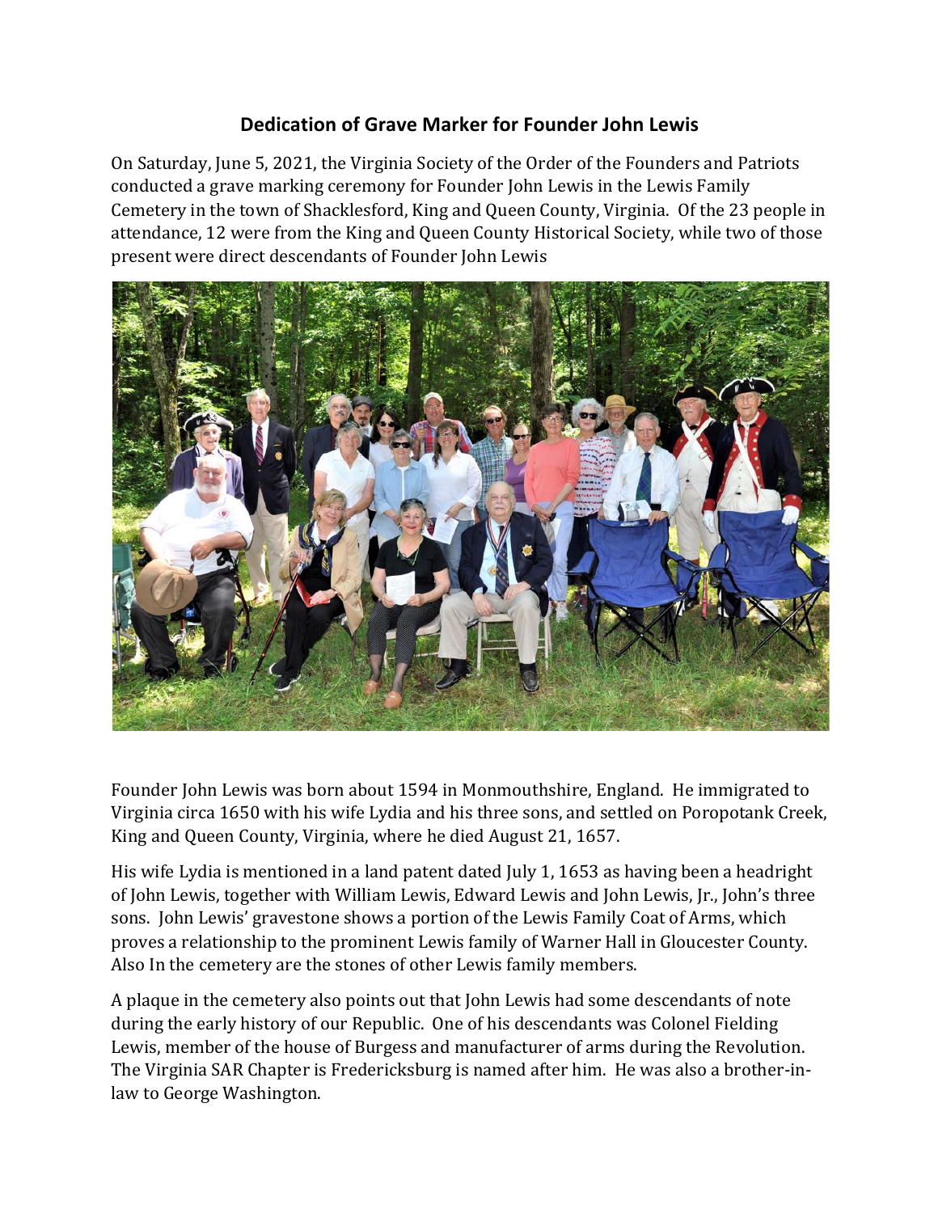# Dedication of Grave Marker for Founder John Lewis

On Saturday, June 5, 2021, the Virginia Society of the Order of the Founders and Patriots conducted a grave marking ceremony for Founder John Lewis in the Lewis Family Cemetery in the town of Shacklesford, King and Queen County, Virginia. Of the 23 people in attendance, 12 were from the King and Queen County Historical Society, while two of those present were direct descendants of Founder John Lewis

Founder John Lewis was born about 1594 in Monmouthshire, England. He immigrated to Virginia circa 1650 with his wife Lydia and his three sons, and settled on Poropotank Creek, King and Queen County, Virginia, where he died August 21, 1657.

His wife Lydia is mentioned in a land patent dated July 1, 1653 as having been a headright of John Lewis, together with William Lewis, Edward Lewis and John Lewis, Jr., John's three sons. John Lewis' gravestone shows a portion of the Lewis Family Coat of Arms, which proves a relationship to the prominent Lewis family of Warner Hall in Gloucester County. Also In the cemetery are the stones of other Lewis family members.

A plaque in the cemetery also points out that John Lewis had some descendants of note during the early history of our Republic. One of his descendants was Colonel Fielding Lewis, member of the house of Burgess and manufacturer of arms during the Revolution. The Virginia SAR Chapter is Fredericksburg is named after him. He was also a brother-in-law to George Washington.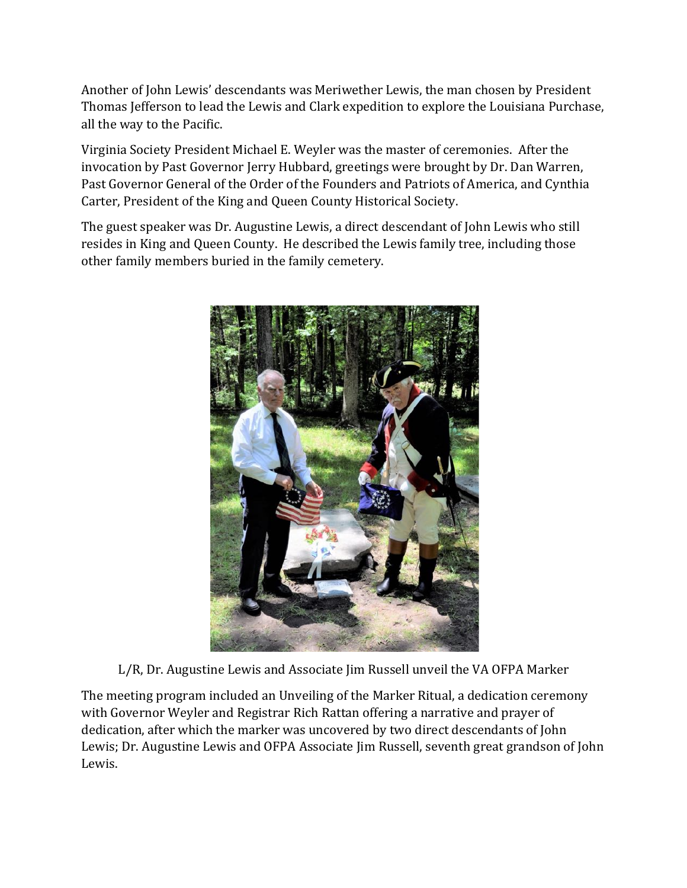Another of John Lewis' descendants was Meriwether Lewis, the man chosen by President Thomas Jefferson to lead the Lewis and Clark expedition to explore the Louisiana Purchase, all the way to the Pacific.

Virginia Society President Michael E. Weyler was the master of ceremonies. After the invocation by Past Governor Jerry Hubbard, greetings were brought by Dr. Dan Warren, Past Governor General of the Order of the Founders and Patriots of America, and Cynthia Carter, President of the King and Queen County Historical Society.

The guest speaker was Dr. Augustine Lewis, a direct descendant of John Lewis who still resides in King and Queen County. He described the Lewis family tree, including those other family members buried in the family cemetery.

L/R, Dr. Augustine Lewis and Associate Jim Russell unveil the VA OFPA Marker

The meeting program included an Unveiling of the Marker Ritual, a dedication ceremony with Governor Weyler and Registrar Rich Rattan offering a narrative and prayer of dedication, after which the marker was uncovered by two direct descendants of John Lewis; Dr. Augustine Lewis and OFPA Associate Jim Russell, seventh great grandson of John Lewis.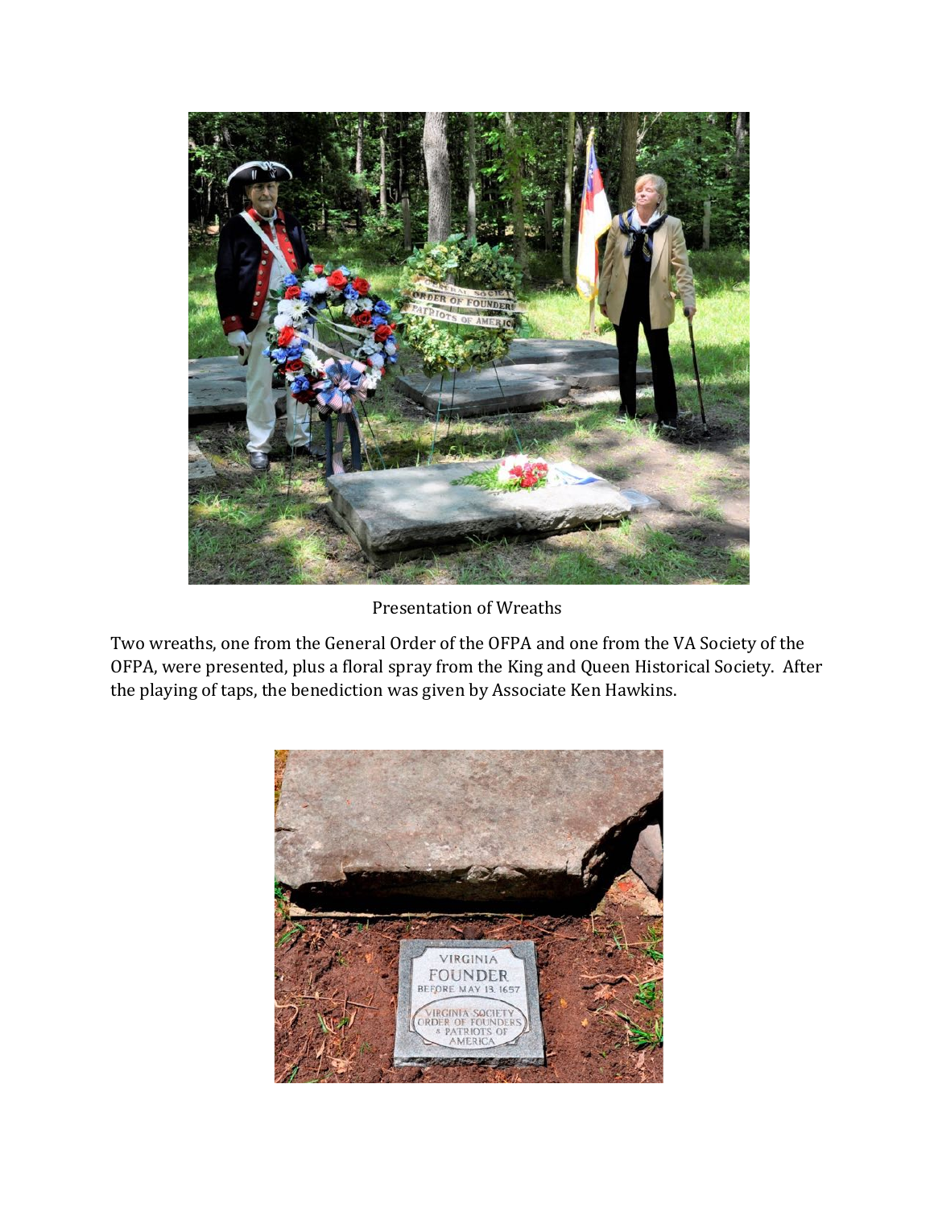Presentation of Wreaths

Two wreaths, one from the General Order of the OFPA and one from the VA Society of the OFPA, were presented, plus a floral spray from the King and Queen Historical Society. After the playing of taps, the benediction was given by Associate Ken Hawkins.